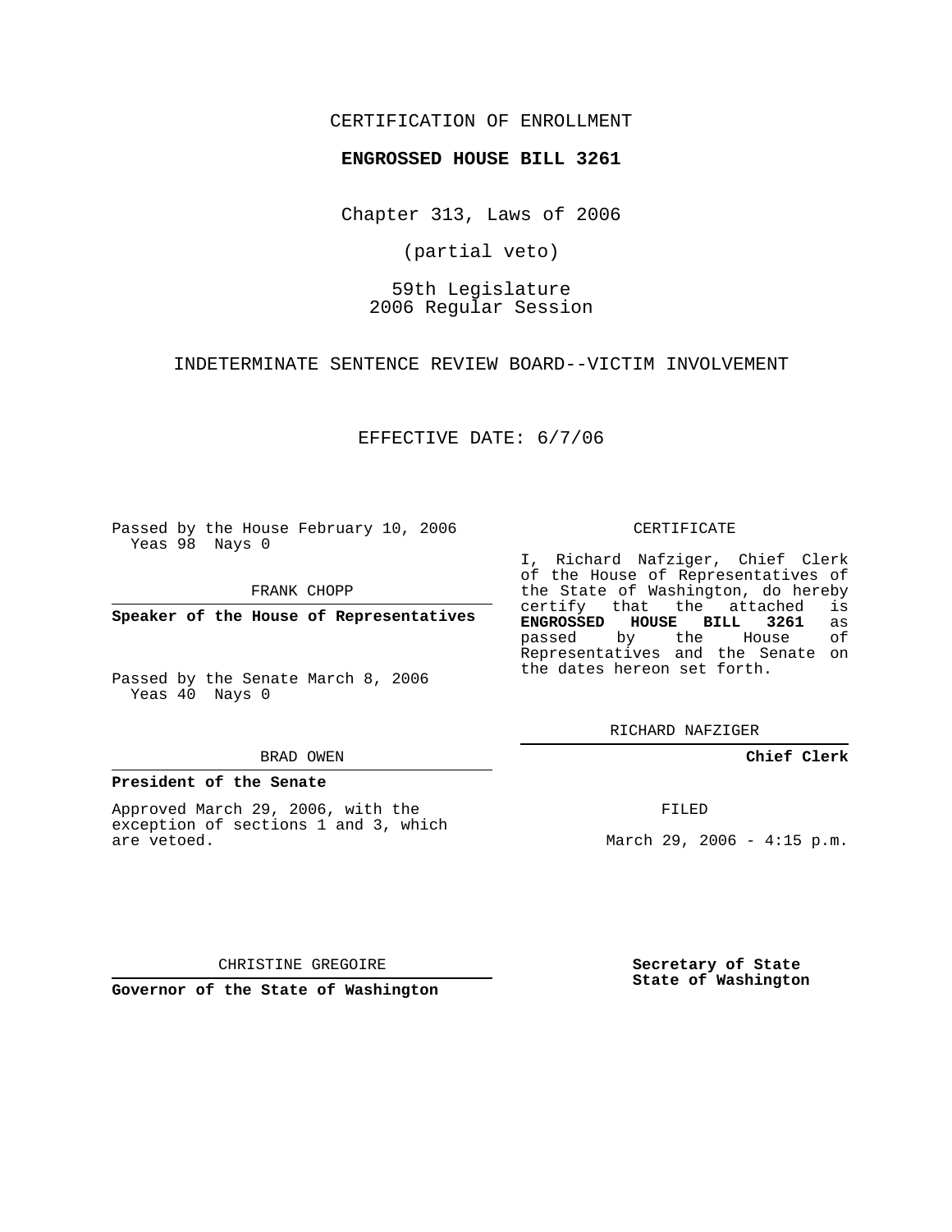CERTIFICATION OF ENROLLMENT

**ENGROSSED HOUSE BILL 3261**

Chapter 313, Laws of 2006

(partial veto)

59th Legislature
2006 Regular Session

INDETERMINATE SENTENCE REVIEW BOARD--VICTIM INVOLVEMENT

EFFECTIVE DATE: 6/7/06

Passed by the House February 10, 2006
Yeas 98 Nays 0

FRANK CHOPP

**Speaker of the House of Representatives**

Passed by the Senate March 8, 2006
Yeas 40 Nays 0

BRAD OWEN

**President of the Senate**

Approved March 29, 2006, with the exception of sections 1 and 3, which are vetoed.

CHRISTINE GREGOIRE

**Governor of the State of Washington**

CERTIFICATE

I, Richard Nafziger, Chief Clerk of the House of Representatives of the State of Washington, do hereby certify that the attached is **ENGROSSED HOUSE BILL 3261** as passed by the House of Representatives and the Senate on the dates hereon set forth.

RICHARD NAFZIGER

**Chief Clerk**

FILED

March 29, 2006 - 4:15 p.m.

**Secretary of State**
**State of Washington**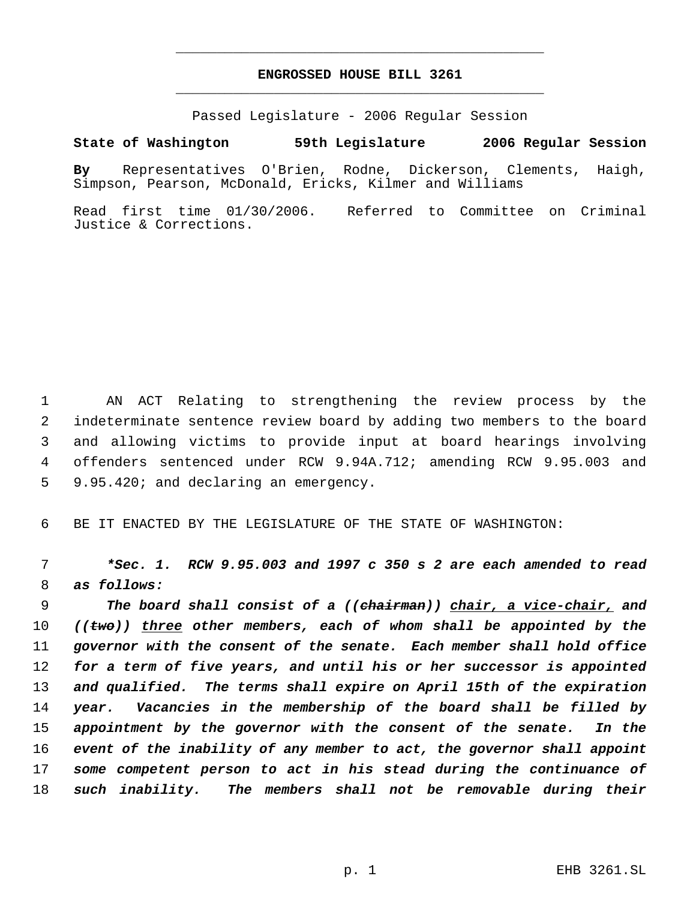# ENGROSSED HOUSE BILL 3261

Passed Legislature - 2006 Regular Session

**State of Washington 59th Legislature 2006 Regular Session**

**By** Representatives O'Brien, Rodne, Dickerson, Clements, Haigh, Simpson, Pearson, McDonald, Ericks, Kilmer and Williams

Read first time 01/30/2006. Referred to Committee on Criminal Justice & Corrections.

AN ACT Relating to strengthening the review process by the indeterminate sentence review board by adding two members to the board and allowing victims to provide input at board hearings involving offenders sentenced under RCW 9.94A.712; amending RCW 9.95.003 and 9.95.420; and declaring an emergency.

BE IT ENACTED BY THE LEGISLATURE OF THE STATE OF WASHINGTON:

***\*Sec. 1. RCW 9.95.003 and 1997 c 350 s 2 are each amended to read as follows:***

*The board shall consist of a ((~~chairman~~)) chair, a vice-chair, and ((~~two~~)) three other members, each of whom shall be appointed by the governor with the consent of the senate. Each member shall hold office for a term of five years, and until his or her successor is appointed and qualified. The terms shall expire on April 15th of the expiration year. Vacancies in the membership of the board shall be filled by appointment by the governor with the consent of the senate. In the event of the inability of any member to act, the governor shall appoint some competent person to act in his stead during the continuance of such inability. The members shall not be removable during their*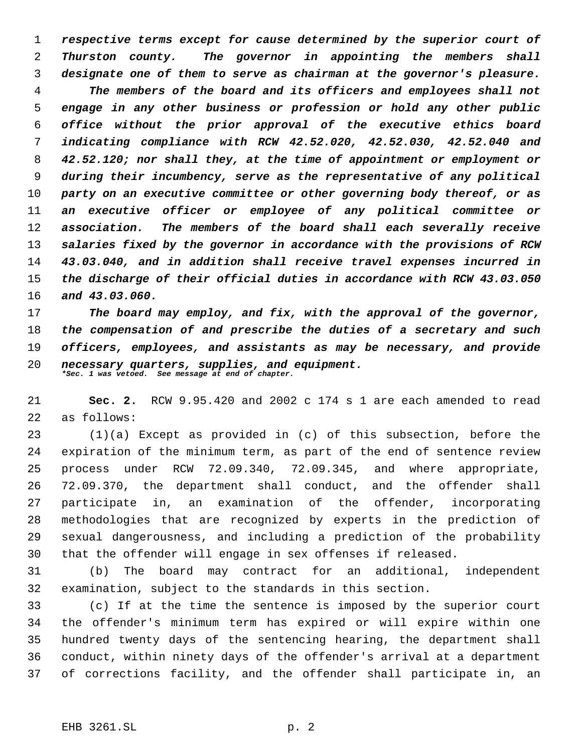*respective terms except for cause determined by the superior court of Thurston county. The governor in appointing the members shall designate one of them to serve as chairman at the governor's pleasure.*

*The members of the board and its officers and employees shall not engage in any other business or profession or hold any other public office without the prior approval of the executive ethics board indicating compliance with RCW 42.52.020, 42.52.030, 42.52.040 and 42.52.120; nor shall they, at the time of appointment or employment or during their incumbency, serve as the representative of any political party on an executive committee or other governing body thereof, or as an executive officer or employee of any political committee or association. The members of the board shall each severally receive salaries fixed by the governor in accordance with the provisions of RCW 43.03.040, and in addition shall receive travel expenses incurred in the discharge of their official duties in accordance with RCW 43.03.050 and 43.03.060.*

*The board may employ, and fix, with the approval of the governor, the compensation of and prescribe the duties of a secretary and such officers, employees, and assistants as may be necessary, and provide necessary quarters, supplies, and equipment.*

*\*Sec. 1 was vetoed. See message at end of chapter.*

**Sec. 2.** RCW 9.95.420 and 2002 c 174 s 1 are each amended to read as follows:

(1)(a) Except as provided in (c) of this subsection, before the expiration of the minimum term, as part of the end of sentence review process under RCW 72.09.340, 72.09.345, and where appropriate, 72.09.370, the department shall conduct, and the offender shall participate in, an examination of the offender, incorporating methodologies that are recognized by experts in the prediction of sexual dangerousness, and including a prediction of the probability that the offender will engage in sex offenses if released.

(b) The board may contract for an additional, independent examination, subject to the standards in this section.

(c) If at the time the sentence is imposed by the superior court the offender's minimum term has expired or will expire within one hundred twenty days of the sentencing hearing, the department shall conduct, within ninety days of the offender's arrival at a department of corrections facility, and the offender shall participate in, an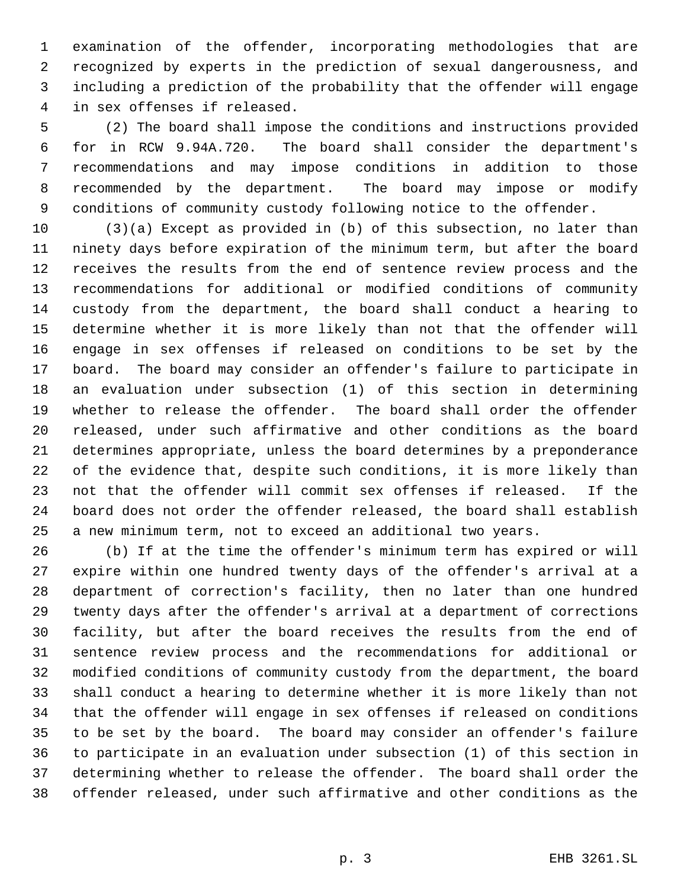examination of the offender, incorporating methodologies that are recognized by experts in the prediction of sexual dangerousness, and including a prediction of the probability that the offender will engage in sex offenses if released.

(2) The board shall impose the conditions and instructions provided for in RCW 9.94A.720. The board shall consider the department's recommendations and may impose conditions in addition to those recommended by the department. The board may impose or modify conditions of community custody following notice to the offender.

(3)(a) Except as provided in (b) of this subsection, no later than ninety days before expiration of the minimum term, but after the board receives the results from the end of sentence review process and the recommendations for additional or modified conditions of community custody from the department, the board shall conduct a hearing to determine whether it is more likely than not that the offender will engage in sex offenses if released on conditions to be set by the board. The board may consider an offender's failure to participate in an evaluation under subsection (1) of this section in determining whether to release the offender. The board shall order the offender released, under such affirmative and other conditions as the board determines appropriate, unless the board determines by a preponderance of the evidence that, despite such conditions, it is more likely than not that the offender will commit sex offenses if released. If the board does not order the offender released, the board shall establish a new minimum term, not to exceed an additional two years.

(b) If at the time the offender's minimum term has expired or will expire within one hundred twenty days of the offender's arrival at a department of correction's facility, then no later than one hundred twenty days after the offender's arrival at a department of corrections facility, but after the board receives the results from the end of sentence review process and the recommendations for additional or modified conditions of community custody from the department, the board shall conduct a hearing to determine whether it is more likely than not that the offender will engage in sex offenses if released on conditions to be set by the board. The board may consider an offender's failure to participate in an evaluation under subsection (1) of this section in determining whether to release the offender. The board shall order the offender released, under such affirmative and other conditions as the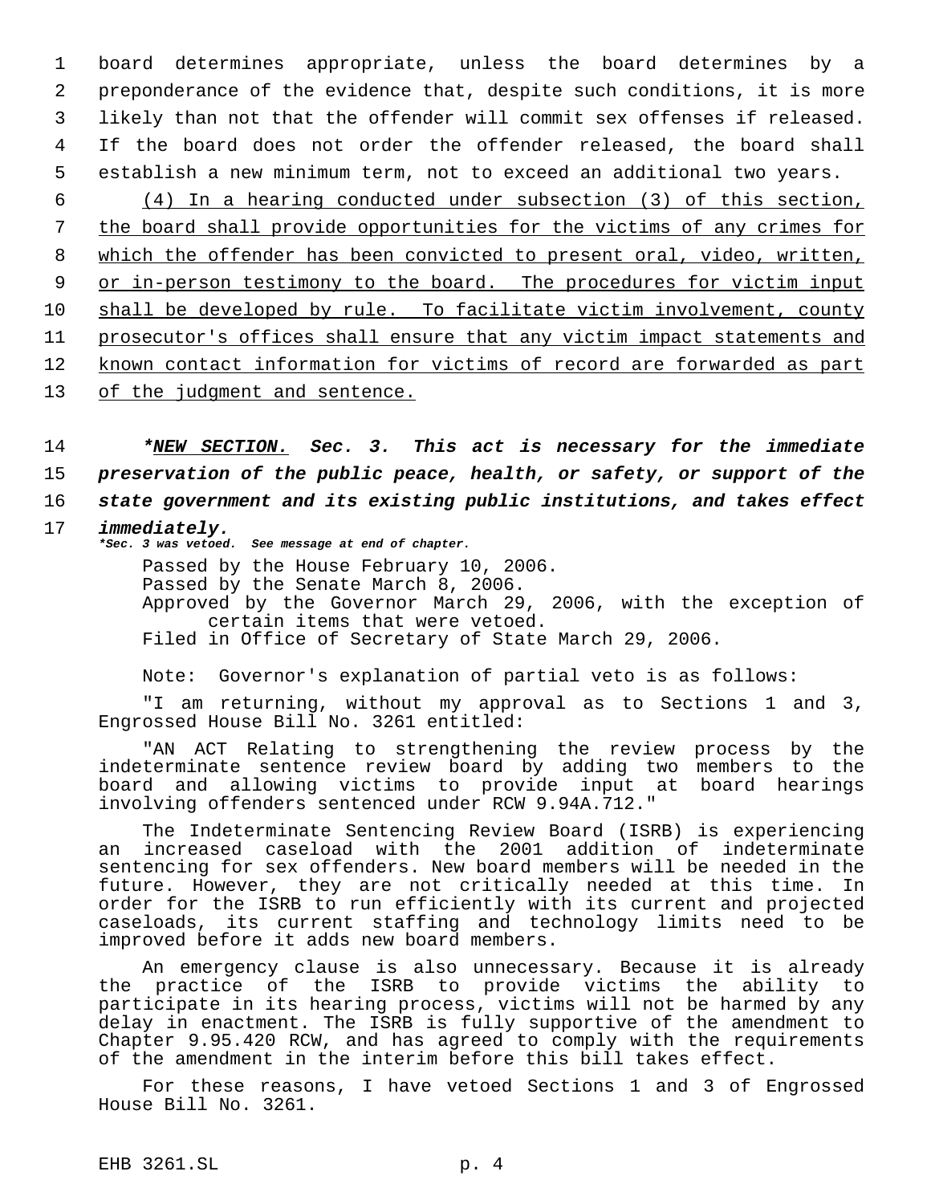board determines appropriate, unless the board determines by a preponderance of the evidence that, despite such conditions, it is more likely than not that the offender will commit sex offenses if released. If the board does not order the offender released, the board shall establish a new minimum term, not to exceed an additional two years.

<u>(4) In a hearing conducted under subsection (3) of this section, the board shall provide opportunities for the victims of any crimes for which the offender has been convicted to present oral, video, written, or in-person testimony to the board. The procedures for victim input shall be developed by rule. To facilitate victim involvement, county prosecutor's offices shall ensure that any victim impact statements and known contact information for victims of record are forwarded as part of the judgment and sentence.</u>

***NEW SECTION. Sec. 3. This act is necessary for the immediate preservation of the public peace, health, or safety, or support of the state government and its existing public institutions, and takes effect immediately.**

***Sec. 3 was vetoed. See message at end of chapter.***

Passed by the House February 10, 2006.
Passed by the Senate March 8, 2006.
Approved by the Governor March 29, 2006, with the exception of certain items that were vetoed.
Filed in Office of Secretary of State March 29, 2006.

Note: Governor's explanation of partial veto is as follows:

"I am returning, without my approval as to Sections 1 and 3, Engrossed House Bill No. 3261 entitled:

"AN ACT Relating to strengthening the review process by the indeterminate sentence review board by adding two members to the board and allowing victims to provide input at board hearings involving offenders sentenced under RCW 9.94A.712."

The Indeterminate Sentencing Review Board (ISRB) is experiencing an increased caseload with the 2001 addition of indeterminate sentencing for sex offenders. New board members will be needed in the future. However, they are not critically needed at this time. In order for the ISRB to run efficiently with its current and projected caseloads, its current staffing and technology limits need to be improved before it adds new board members.

An emergency clause is also unnecessary. Because it is already the practice of the ISRB to provide victims the ability to participate in its hearing process, victims will not be harmed by any delay in enactment. The ISRB is fully supportive of the amendment to Chapter 9.95.420 RCW, and has agreed to comply with the requirements of the amendment in the interim before this bill takes effect.

For these reasons, I have vetoed Sections 1 and 3 of Engrossed House Bill No. 3261.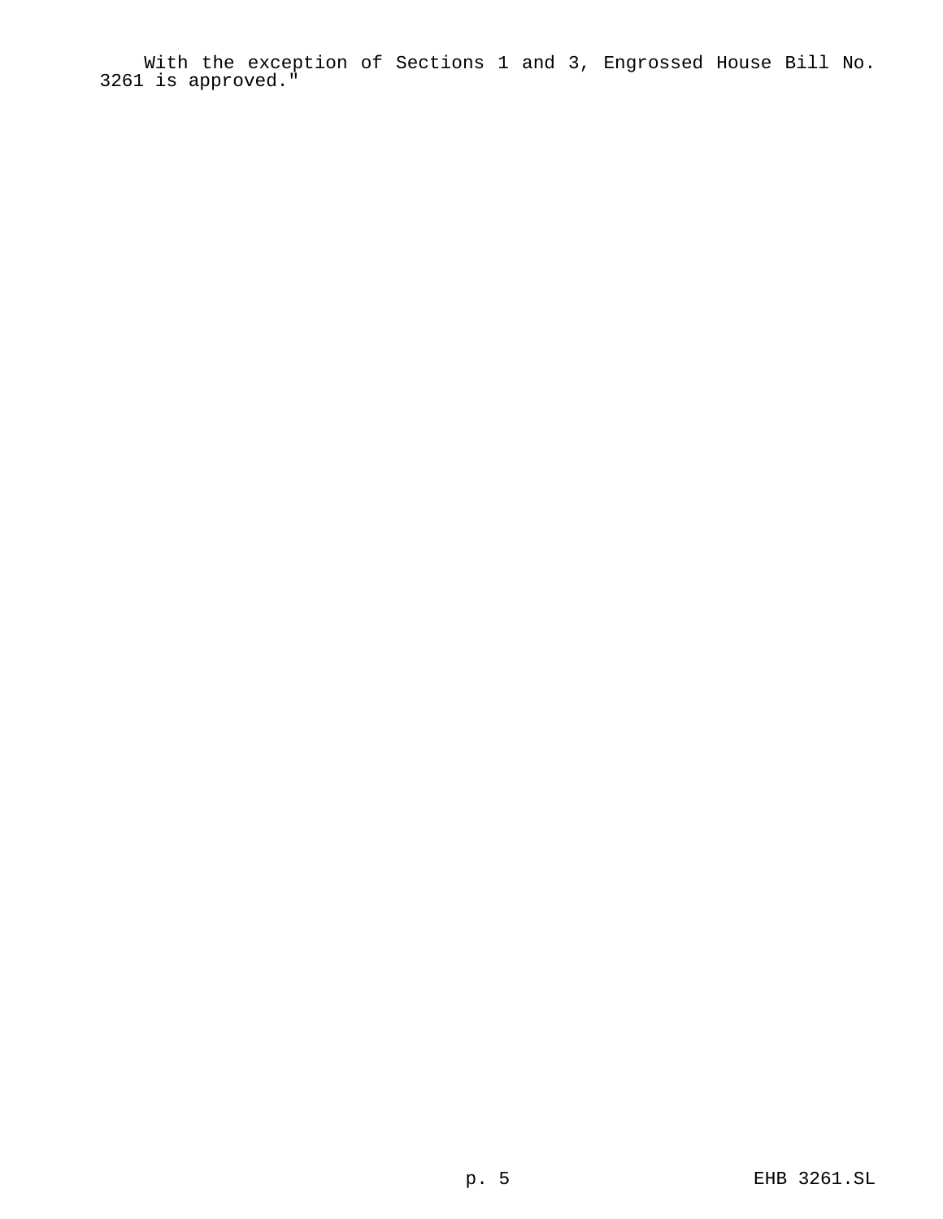With the exception of Sections 1 and 3, Engrossed House Bill No. 3261 is approved."